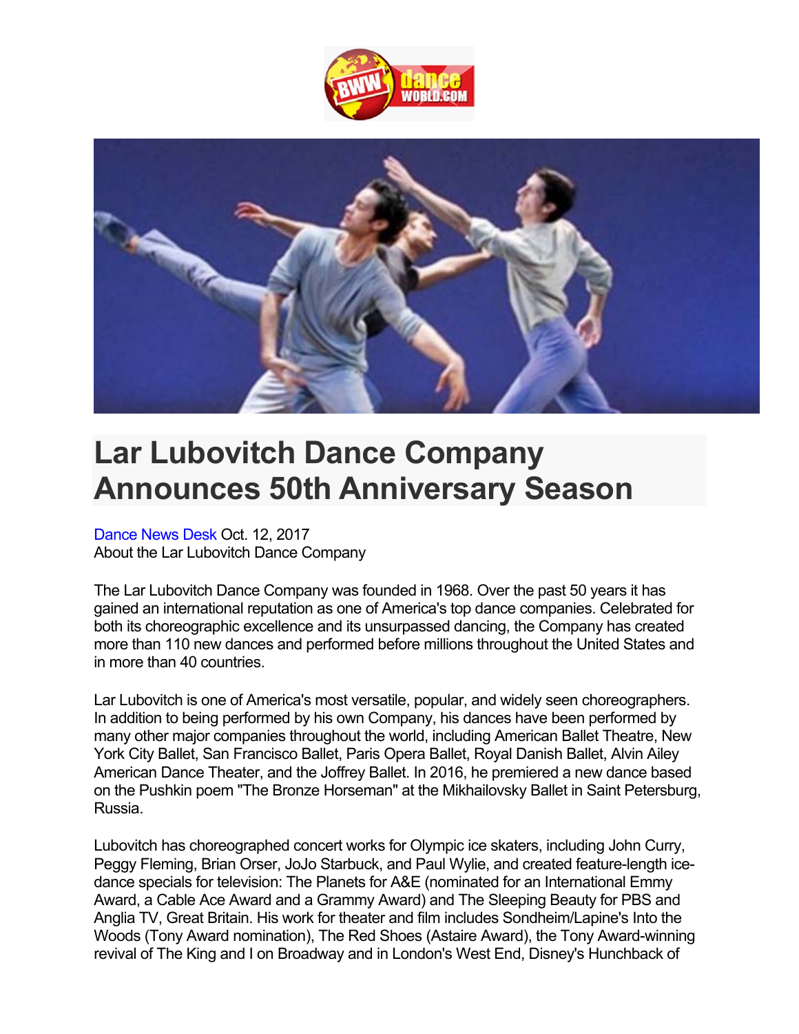# Lar Lubovitch Dance Company Announces 50th Anniversary Season

Dance News Desk Oct. 12, 2017
About the Lar Lubovitch Dance Company

The Lar Lubovitch Dance Company was founded in 1968. Over the past 50 years it has gained an international reputation as one of America's top dance companies. Celebrated for both its choreographic excellence and its unsurpassed dancing, the Company has created more than 110 new dances and performed before millions throughout the United States and in more than 40 countries.

Lar Lubovitch is one of America's most versatile, popular, and widely seen choreographers. In addition to being performed by his own Company, his dances have been performed by many other major companies throughout the world, including American Ballet Theatre, New York City Ballet, San Francisco Ballet, Paris Opera Ballet, Royal Danish Ballet, Alvin Ailey American Dance Theater, and the Joffrey Ballet. In 2016, he premiered a new dance based on the Pushkin poem "The Bronze Horseman" at the Mikhailovsky Ballet in Saint Petersburg, Russia.

Lubovitch has choreographed concert works for Olympic ice skaters, including John Curry, Peggy Fleming, Brian Orser, JoJo Starbuck, and Paul Wylie, and created feature-length ice-dance specials for television: The Planets for A&E (nominated for an International Emmy Award, a Cable Ace Award and a Grammy Award) and The Sleeping Beauty for PBS and Anglia TV, Great Britain. His work for theater and film includes Sondheim/Lapine's Into the Woods (Tony Award nomination), The Red Shoes (Astaire Award), the Tony Award-winning revival of The King and I on Broadway and in London's West End, Disney's Hunchback of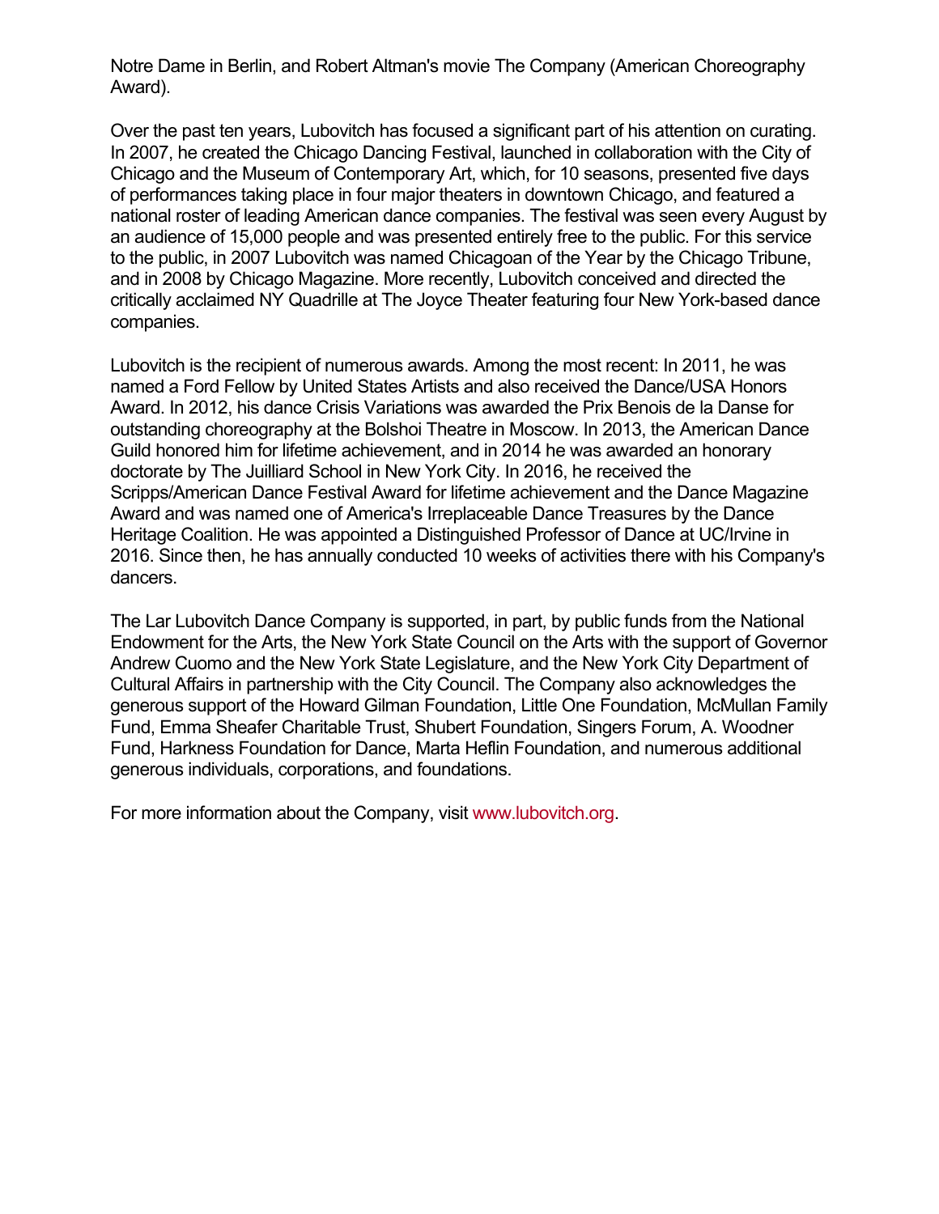Notre Dame in Berlin, and Robert Altman's movie The Company (American Choreography Award).

Over the past ten years, Lubovitch has focused a significant part of his attention on curating. In 2007, he created the Chicago Dancing Festival, launched in collaboration with the City of Chicago and the Museum of Contemporary Art, which, for 10 seasons, presented five days of performances taking place in four major theaters in downtown Chicago, and featured a national roster of leading American dance companies. The festival was seen every August by an audience of 15,000 people and was presented entirely free to the public. For this service to the public, in 2007 Lubovitch was named Chicagoan of the Year by the Chicago Tribune, and in 2008 by Chicago Magazine. More recently, Lubovitch conceived and directed the critically acclaimed NY Quadrille at The Joyce Theater featuring four New York-based dance companies.

Lubovitch is the recipient of numerous awards. Among the most recent: In 2011, he was named a Ford Fellow by United States Artists and also received the Dance/USA Honors Award. In 2012, his dance Crisis Variations was awarded the Prix Benois de la Danse for outstanding choreography at the Bolshoi Theatre in Moscow. In 2013, the American Dance Guild honored him for lifetime achievement, and in 2014 he was awarded an honorary doctorate by The Juilliard School in New York City. In 2016, he received the Scripps/American Dance Festival Award for lifetime achievement and the Dance Magazine Award and was named one of America's Irreplaceable Dance Treasures by the Dance Heritage Coalition. He was appointed a Distinguished Professor of Dance at UC/Irvine in 2016. Since then, he has annually conducted 10 weeks of activities there with his Company's dancers.

The Lar Lubovitch Dance Company is supported, in part, by public funds from the National Endowment for the Arts, the New York State Council on the Arts with the support of Governor Andrew Cuomo and the New York State Legislature, and the New York City Department of Cultural Affairs in partnership with the City Council. The Company also acknowledges the generous support of the Howard Gilman Foundation, Little One Foundation, McMullan Family Fund, Emma Sheafer Charitable Trust, Shubert Foundation, Singers Forum, A. Woodner Fund, Harkness Foundation for Dance, Marta Heflin Foundation, and numerous additional generous individuals, corporations, and foundations.

For more information about the Company, visit www.lubovitch.org.